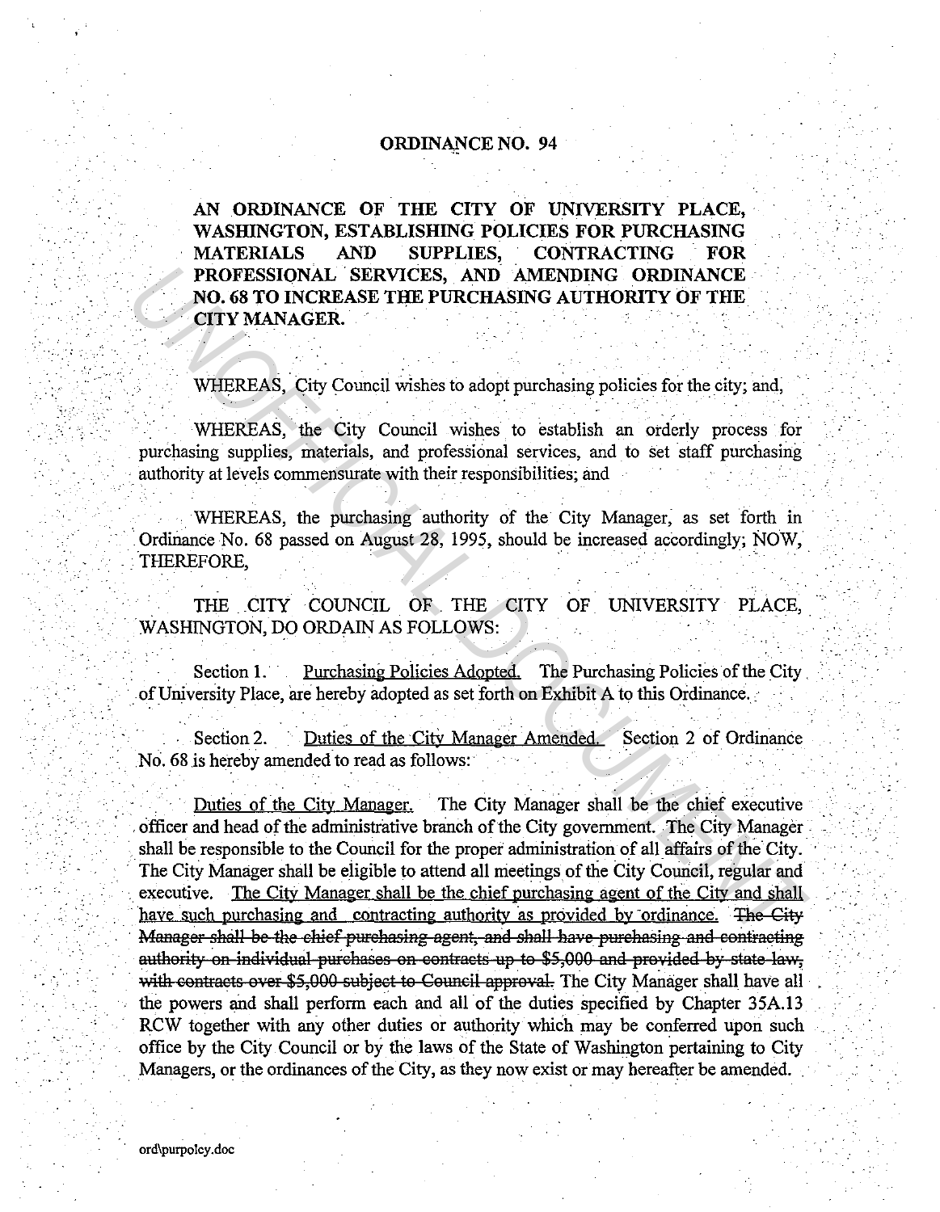# ORDINANCE NO. 94

**AN ORDINANCE OF THE CITY OF UNIVERSITY PLACE, WASHINGTON, ESTABLISHING POLICIES FOR PURCHASING MATERIALS AND SUPPLIES, CONTRACTING FOR PROFESSIONAL SERVICES, AND AMENDING ORDINANCE NO. 68 TO INCREASE THE PURCHASING AUTHORITY OF THE CITY MANAGER.**

WHEREAS, City Council wishes to adopt purchasing policies for the city; and,

WHEREAS, the City Council wishes to establish an orderly process for purchasing supplies, materials, and professional services, and to set staff purchasing authority at levels commensurate with their responsibilities; and

WHEREAS, the purchasing authority of the City Manager, as set forth in Ordinance No. 68 passed on August 28, 1995, should be increased accordingly; NOW, THEREFORE,

THE CITY COUNCIL OF THE CITY OF UNIVERSITY PLACE, WASHINGTON, DO ORDAIN AS FOLLOWS:

Section 1. <u>Purchasing Policies Adopted.</u> The Purchasing Policies of the City of University Place, are hereby adopted as set forth on Exhibit A to this Ordinance.

Section 2. <u>Duties of the City Manager Amended.</u> Section 2 of Ordinance No. 68 is hereby amended to read as follows:

<u>Duties of the City Manager.</u> The City Manager shall be the chief executive officer and head of the administrative branch of the City government. The City Manager shall be responsible to the Council for the proper administration of all affairs of the City. The City Manager shall be eligible to attend all meetings of the City Council, regular and executive. <u>The City Manager shall be the chief purchasing agent of the City and shall have such purchasing and contracting authority as provided by ordinance.</u> ~~The City Manager shall be the chief purchasing agent, and shall have purchasing and contracting authority on individual purchases on contracts up to $5,000 and provided by state law, with contracts over $5,000 subject to Council approval.~~ The City Manager shall have all the powers and shall perform each and all of the duties specified by Chapter 35A.13 RCW together with any other duties or authority which may be conferred upon such office by the City Council or by the laws of the State of Washington pertaining to City Managers, or the ordinances of the City, as they now exist or may hereafter be amended.

ord\purpolcy.doc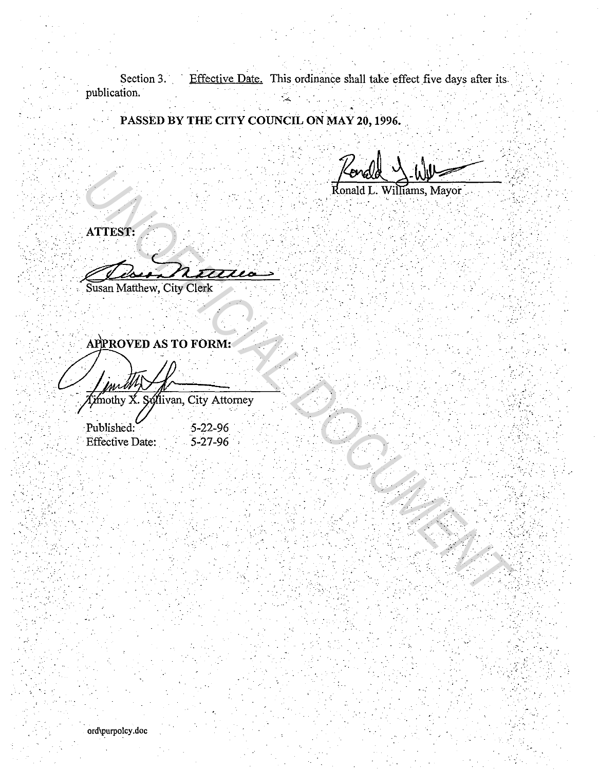Section 3. Effective Date. This ordinance shall take effect five days after its publication.

**PASSED BY THE CITY COUNCIL ON MAY 20, 1996.**

Ronald L. Williams, Mayor

**ATTEST:**

Susan Matthew, City Clerk

**APPROVED AS TO FORM:**

Timothy X. Sullivan, City Attorney

Published: 5-22-96
Effective Date: 5-27-96

ord\purpolcy.doc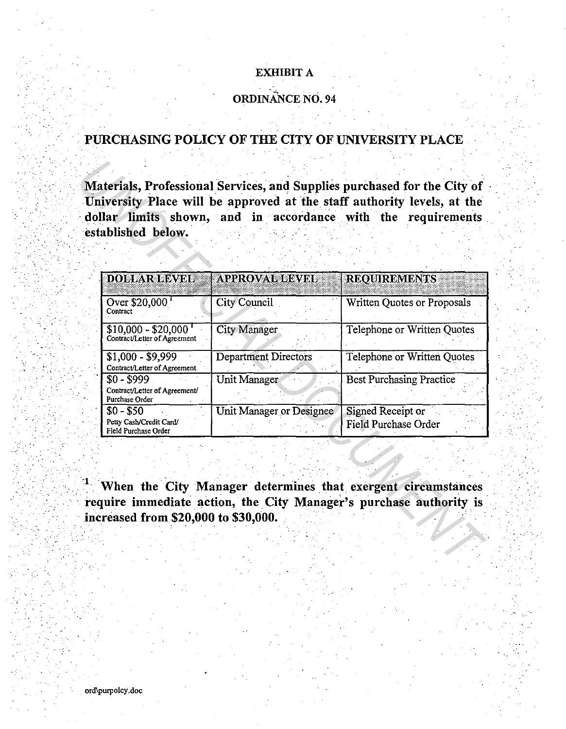EXHIBIT A

ORDINANCE NO. 94

# PURCHASING POLICY OF THE CITY OF UNIVERSITY PLACE

**Materials, Professional Services, and Supplies purchased for the City of University Place will be approved at the staff authority levels, at the dollar limits shown, and in accordance with the requirements established below.**

| DOLLAR LEVEL | APPROVAL LEVEL | REQUIREMENTS |
|---|---|---|
| Over $20,000 [1] Contract | City Council | Written Quotes or Proposals |
| $10,000 - $20,000 [1] Contract/Letter of Agreement | City Manager | Telephone or Written Quotes |
| $1,000 - $9,999 Contract/Letter of Agreement | Department Directors | Telephone or Written Quotes |
| $0 - $999 Contract/Letter of Agreement/ Purchase Order | Unit Manager | Best Purchasing Practice |
| $0 - $50 Petty Cash/Credit Card/ Field Purchase Order | Unit Manager or Designee | Signed Receipt or Field Purchase Order |

[1] **When the City Manager determines that exergent circumstances require immediate action, the City Manager's purchase authority is increased from $20,000 to $30,000.**

ord\purpolcy.doc